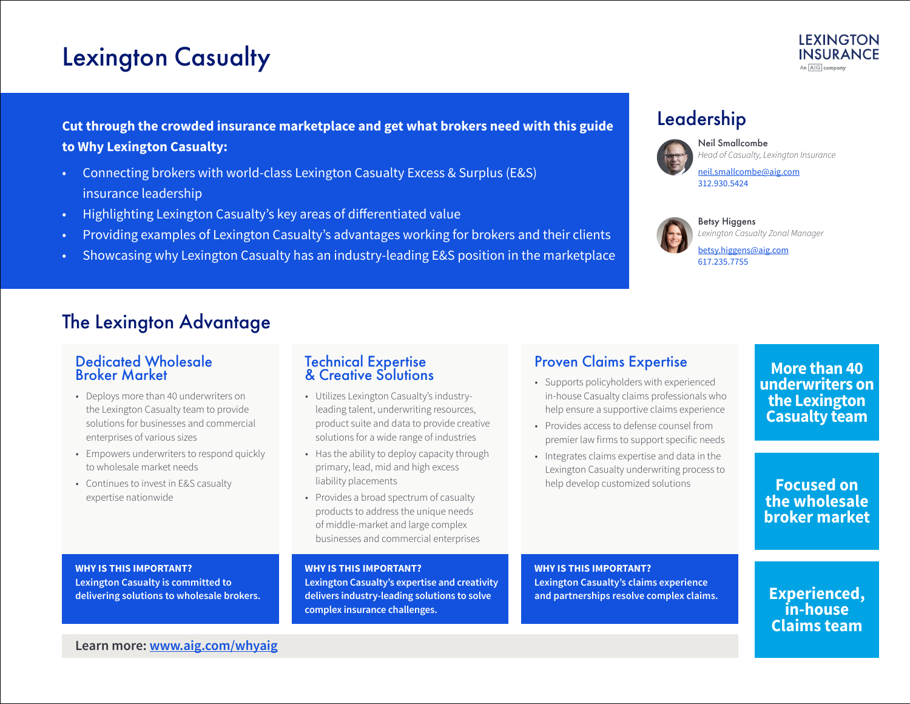# Lexington Casualty

LEXINGTON INSURANCE
An AIG company

**Cut through the crowded insurance marketplace and get what brokers need with this guide to Why Lexington Casualty:**

- Connecting brokers with world-class Lexington Casualty Excess & Surplus (E&S) insurance leadership
- Highlighting Lexington Casualty's key areas of differentiated value
- Providing examples of Lexington Casualty's advantages working for brokers and their clients
- Showcasing why Lexington Casualty has an industry-leading E&S position in the marketplace

## Leadership

**Neil Smallcombe**
*Head of Casualty, Lexington Insurance*
neil.smallcombe@aig.com
312.930.5424

**Betsy Higgens**
*Lexington Casualty Zonal Manager*
betsy.higgens@aig.com
617.235.7755

## The Lexington Advantage

### Dedicated Wholesale Broker Market

- Deploys more than 40 underwriters on the Lexington Casualty team to provide solutions for businesses and commercial enterprises of various sizes
- Empowers underwriters to respond quickly to wholesale market needs
- Continues to invest in E&S casualty expertise nationwide

**WHY IS THIS IMPORTANT?**
**Lexington Casualty is committed to delivering solutions to wholesale brokers.**

### Technical Expertise & Creative Solutions

- Utilizes Lexington Casualty's industry-leading talent, underwriting resources, product suite and data to provide creative solutions for a wide range of industries
- Has the ability to deploy capacity through primary, lead, mid and high excess liability placements
- Provides a broad spectrum of casualty products to address the unique needs of middle-market and large complex businesses and commercial enterprises

**WHY IS THIS IMPORTANT?**
**Lexington Casualty's expertise and creativity delivers industry-leading solutions to solve complex insurance challenges.**

### Proven Claims Expertise

- Supports policyholders with experienced in-house Casualty claims professionals who help ensure a supportive claims experience
- Provides access to defense counsel from premier law firms to support specific needs
- Integrates claims expertise and data in the Lexington Casualty underwriting process to help develop customized solutions

**WHY IS THIS IMPORTANT?**
**Lexington Casualty's claims experience and partnerships resolve complex claims.**

**More than 40 underwriters on the Lexington Casualty team**

**Focused on the wholesale broker market**

**Experienced, in-house Claims team**

**Learn more: www.aig.com/whyaig**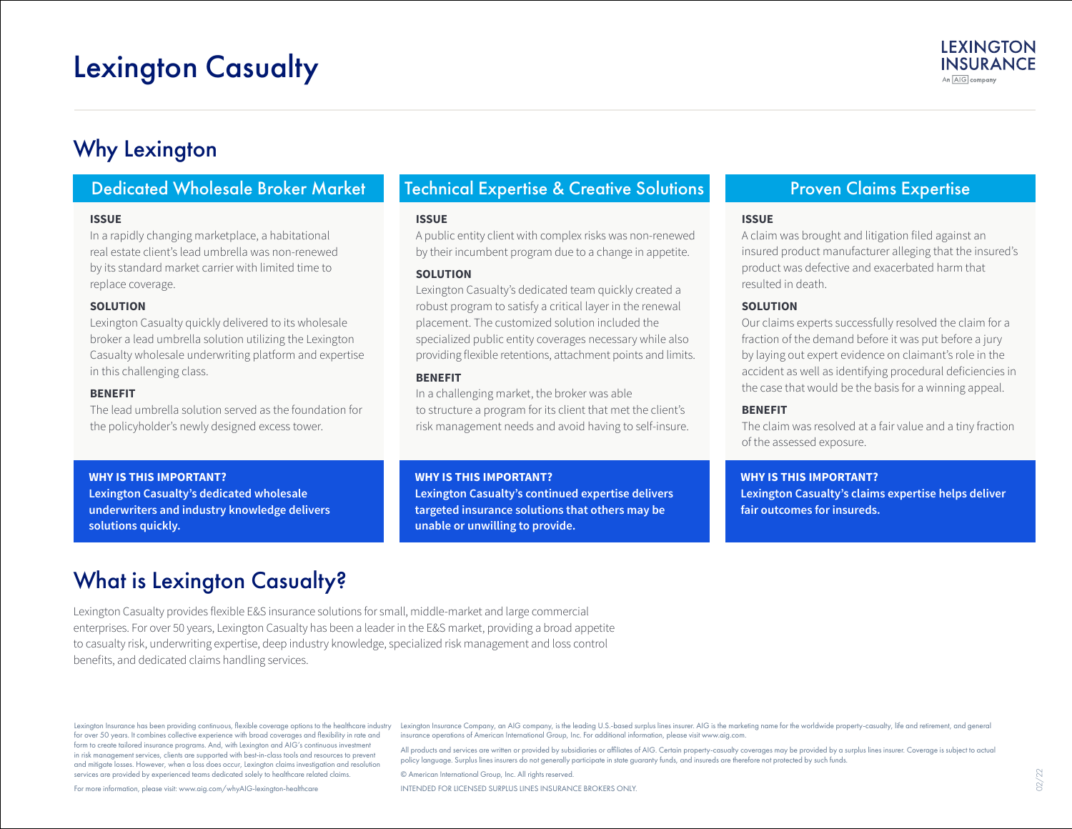# Lexington Casualty

LEXINGTON INSURANCE
An AIG company

## Why Lexington

### Dedicated Wholesale Broker Market

**ISSUE**

In a rapidly changing marketplace, a habitational real estate client's lead umbrella was non-renewed by its standard market carrier with limited time to replace coverage.

**SOLUTION**

Lexington Casualty quickly delivered to its wholesale broker a lead umbrella solution utilizing the Lexington Casualty wholesale underwriting platform and expertise in this challenging class.

**BENEFIT**

The lead umbrella solution served as the foundation for the policyholder's newly designed excess tower.

**WHY IS THIS IMPORTANT?**
**Lexington Casualty's dedicated wholesale underwriters and industry knowledge delivers solutions quickly.**

### Technical Expertise & Creative Solutions

**ISSUE**

A public entity client with complex risks was non-renewed by their incumbent program due to a change in appetite.

**SOLUTION**

Lexington Casualty's dedicated team quickly created a robust program to satisfy a critical layer in the renewal placement. The customized solution included the specialized public entity coverages necessary while also providing flexible retentions, attachment points and limits.

**BENEFIT**

In a challenging market, the broker was able to structure a program for its client that met the client's risk management needs and avoid having to self-insure.

**WHY IS THIS IMPORTANT?**
**Lexington Casualty's continued expertise delivers targeted insurance solutions that others may be unable or unwilling to provide.**

### Proven Claims Expertise

**ISSUE**

A claim was brought and litigation filed against an insured product manufacturer alleging that the insured's product was defective and exacerbated harm that resulted in death.

**SOLUTION**

Our claims experts successfully resolved the claim for a fraction of the demand before it was put before a jury by laying out expert evidence on claimant's role in the accident as well as identifying procedural deficiencies in the case that would be the basis for a winning appeal.

**BENEFIT**

The claim was resolved at a fair value and a tiny fraction of the assessed exposure.

**WHY IS THIS IMPORTANT?**
**Lexington Casualty's claims expertise helps deliver fair outcomes for insureds.**

## What is Lexington Casualty?

Lexington Casualty provides flexible E&S insurance solutions for small, middle-market and large commercial enterprises. For over 50 years, Lexington Casualty has been a leader in the E&S market, providing a broad appetite to casualty risk, underwriting expertise, deep industry knowledge, specialized risk management and loss control benefits, and dedicated claims handling services.

Lexington Insurance has been providing continuous, flexible coverage options to the healthcare industry for over 50 years. It combines collective experience with broad coverages and flexibility in rate and form to create tailored insurance programs. And, with Lexington and AIG's continuous investment in risk management services, clients are supported with best-in-class tools and resources to prevent and mitigate losses. However, when a loss does occur, Lexington claims investigation and resolution services are provided by experienced teams dedicated solely to healthcare related claims.

For more information, please visit: www.aig.com/whyAIG-lexington-healthcare

Lexington Insurance Company, an AIG company, is the leading U.S.-based surplus lines insurer. AIG is the marketing name for the worldwide property-casualty, life and retirement, and general insurance operations of American International Group, Inc. For additional information, please visit www.aig.com.

All products and services are written or provided by subsidiaries or affiliates of AIG. Certain property-casualty coverages may be provided by a surplus lines insurer. Coverage is subject to actual policy language. Surplus lines insurers do not generally participate in state guaranty funds, and insureds are therefore not protected by such funds.

© American International Group, Inc. All rights reserved.

INTENDED FOR LICENSED SURPLUS LINES INSURANCE BROKERS ONLY.

02/22